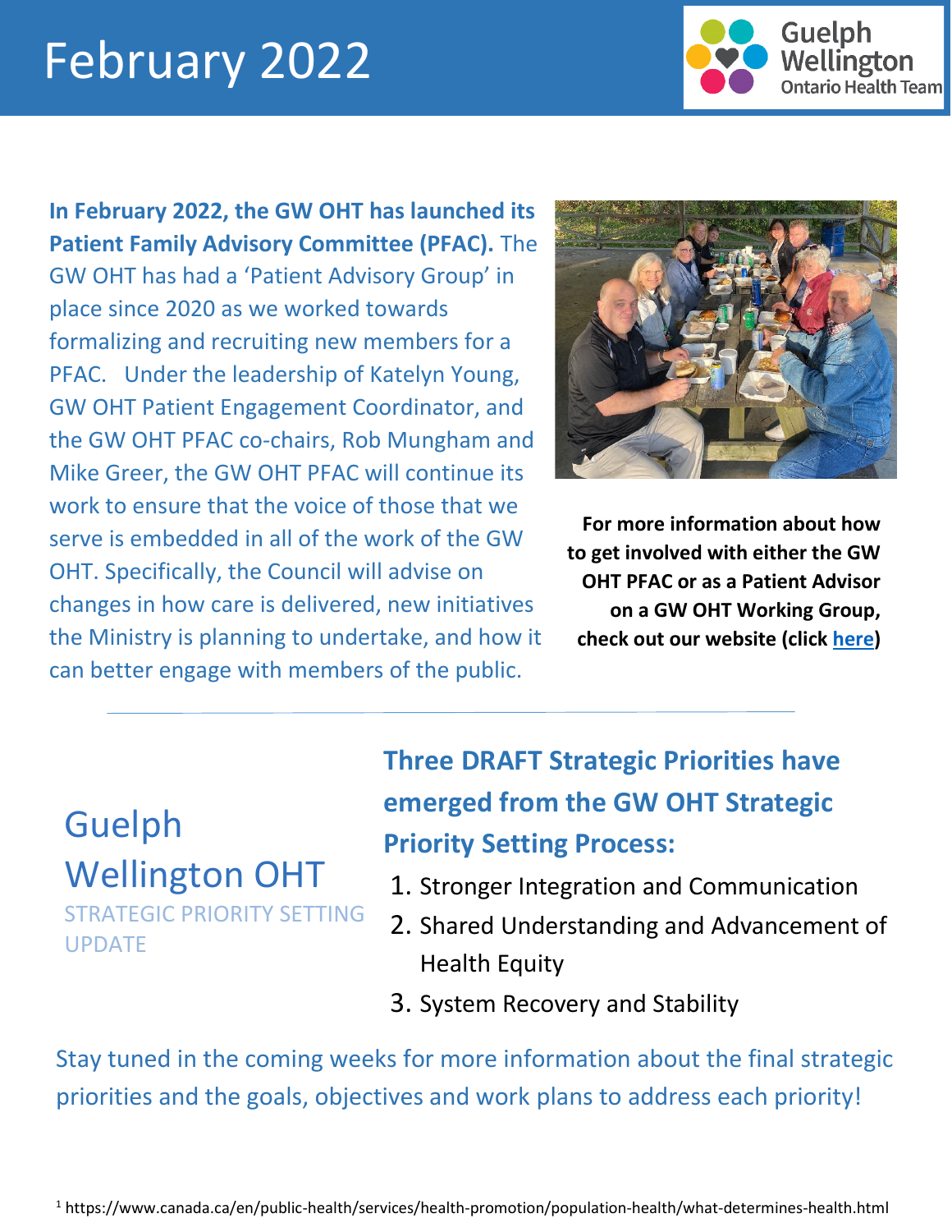# February 2022

**In February 2022, the GW OHT has launched its Patient Family Advisory Committee (PFAC).** The GW OHT has had a 'Patient Advisory Group' in place since 2020 as we worked towards formalizing and recruiting new members for a PFAC. Under the leadership of Katelyn Young, GW OHT Patient Engagement Coordinator, and the GW OHT PFAC co-chairs, Rob Mungham and Mike Greer, the GW OHT PFAC will continue its work to ensure that the voice of those that we serve is embedded in all of the work of the GW OHT. Specifically, the Council will advise on changes in how care is delivered, new initiatives the Ministry is planning to undertake, and how it can better engage with members of the public.

**For more information about how to get involved with either the GW OHT PFAC or as a Patient Advisor on a GW OHT Working Group, check out our website (click here)**

---

## Guelph Wellington OHT

STRATEGIC PRIORITY SETTING UPDATE

**Three DRAFT Strategic Priorities have emerged from the GW OHT Strategic Priority Setting Process:**

1. Stronger Integration and Communication
2. Shared Understanding and Advancement of Health Equity
3. System Recovery and Stability

Stay tuned in the coming weeks for more information about the final strategic priorities and the goals, objectives and work plans to address each priority!

[1] https://www.canada.ca/en/public-health/services/health-promotion/population-health/what-determines-health.html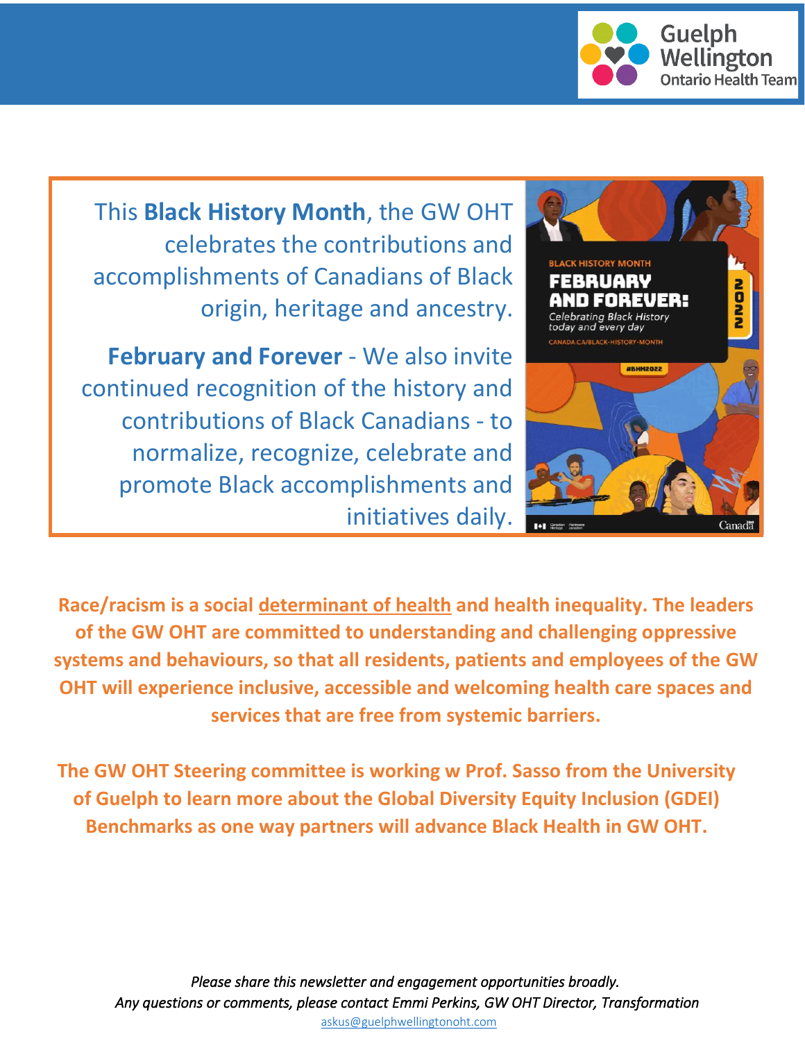This **Black History Month**, the GW OHT celebrates the contributions and accomplishments of Canadians of Black origin, heritage and ancestry.

**February and Forever** - We also invite continued recognition of the history and contributions of Black Canadians - to normalize, recognize, celebrate and promote Black accomplishments and initiatives daily.

**Race/racism is a social determinant of health and health inequality. The leaders of the GW OHT are committed to understanding and challenging oppressive systems and behaviours, so that all residents, patients and employees of the GW OHT will experience inclusive, accessible and welcoming health care spaces and services that are free from systemic barriers.**

**The GW OHT Steering committee is working w Prof. Sasso from the University of Guelph to learn more about the Global Diversity Equity Inclusion (GDEI) Benchmarks as one way partners will advance Black Health in GW OHT.**

*Please share this newsletter and engagement opportunities broadly.*
*Any questions or comments, please contact Emmi Perkins, GW OHT Director, Transformation*
askus@guelphwellingtonoht.com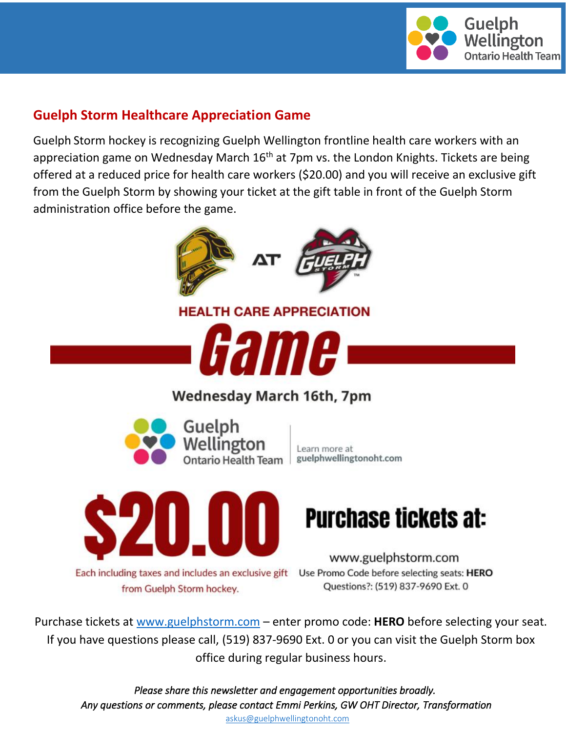## Guelph Storm Healthcare Appreciation Game

Guelph Storm hockey is recognizing Guelph Wellington frontline health care workers with an appreciation game on Wednesday March 16th at 7pm vs. the London Knights. Tickets are being offered at a reduced price for health care workers ($20.00) and you will receive an exclusive gift from the Guelph Storm by showing your ticket at the gift table in front of the Guelph Storm administration office before the game.

AT

HEALTH CARE APPRECIATION

**Game**

Wednesday March 16th, 7pm

Guelph Wellington Ontario Health Team

Learn more at guelphwellingtonoht.com

**$20.00**

Each including taxes and includes an exclusive gift from Guelph Storm hockey.

**Purchase tickets at:**

www.guelphstorm.com

Use Promo Code before selecting seats: **HERO**

Questions?: (519) 837-9690 Ext. 0

Purchase tickets at www.guelphstorm.com – enter promo code: **HERO** before selecting your seat. If you have questions please call, (519) 837-9690 Ext. 0 or you can visit the Guelph Storm box office during regular business hours.

*Please share this newsletter and engagement opportunities broadly.*
*Any questions or comments, please contact Emmi Perkins, GW OHT Director, Transformation*
askus@guelphwellingtonoht.com